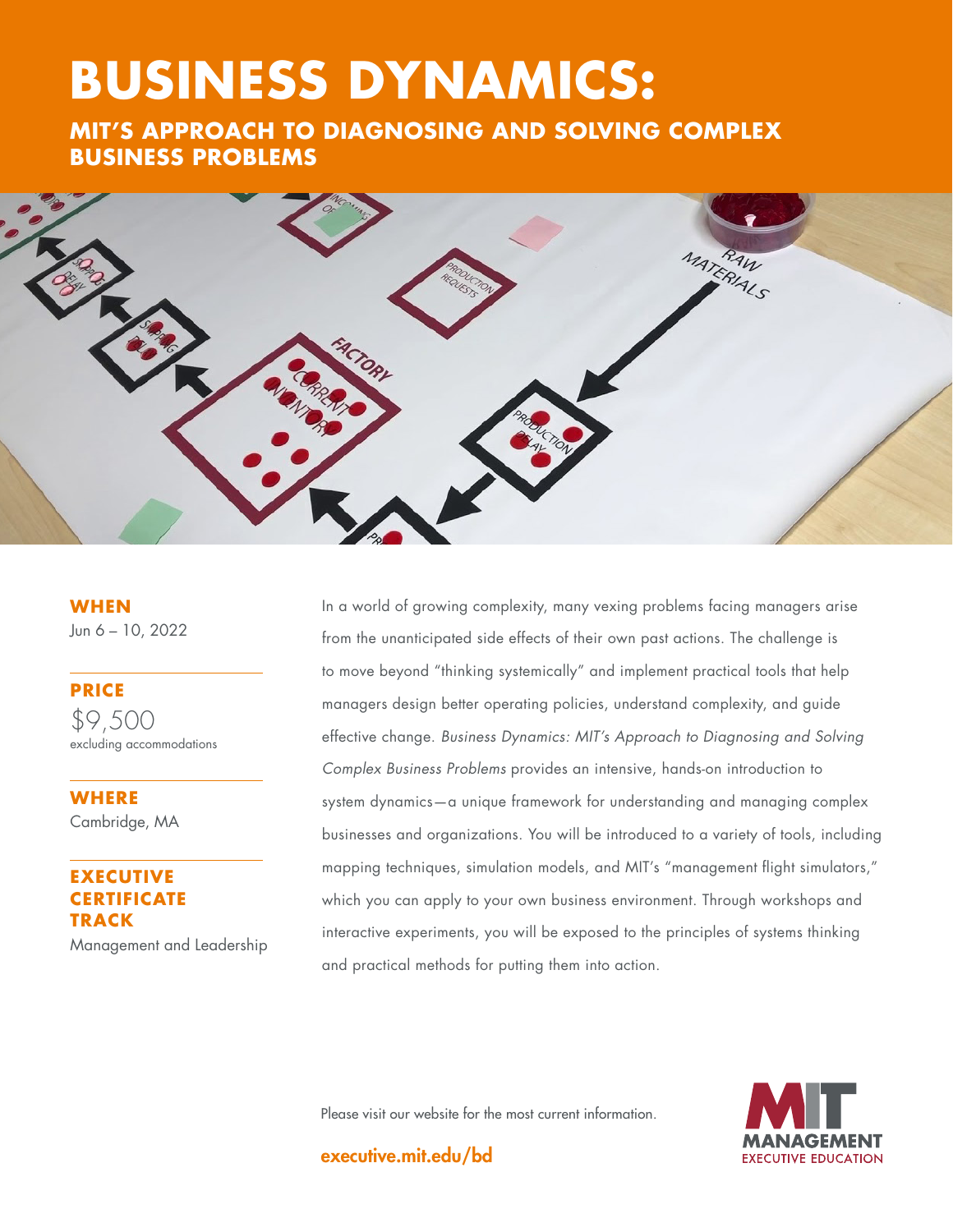# BUSINESS DYNAMICS:

## MIT'S APPROACH TO DIAGNOSING AND SOLVING COMPLEX BUSINESS PROBLEMS

**WHEN**
Jun 6 – 10, 2022

**PRICE**
$9,500
excluding accommodations

**WHERE**
Cambridge, MA

**EXECUTIVE CERTIFICATE TRACK**
Management and Leadership

In a world of growing complexity, many vexing problems facing managers arise from the unanticipated side effects of their own past actions. The challenge is to move beyond "thinking systemically" and implement practical tools that help managers design better operating policies, understand complexity, and guide effective change. *Business Dynamics: MIT's Approach to Diagnosing and Solving Complex Business Problems* provides an intensive, hands-on introduction to system dynamics—a unique framework for understanding and managing complex businesses and organizations. You will be introduced to a variety of tools, including mapping techniques, simulation models, and MIT's "management flight simulators," which you can apply to your own business environment. Through workshops and interactive experiments, you will be exposed to the principles of systems thinking and practical methods for putting them into action.

Please visit our website for the most current information.

executive.mit.edu/bd

MIT MANAGEMENT EXECUTIVE EDUCATION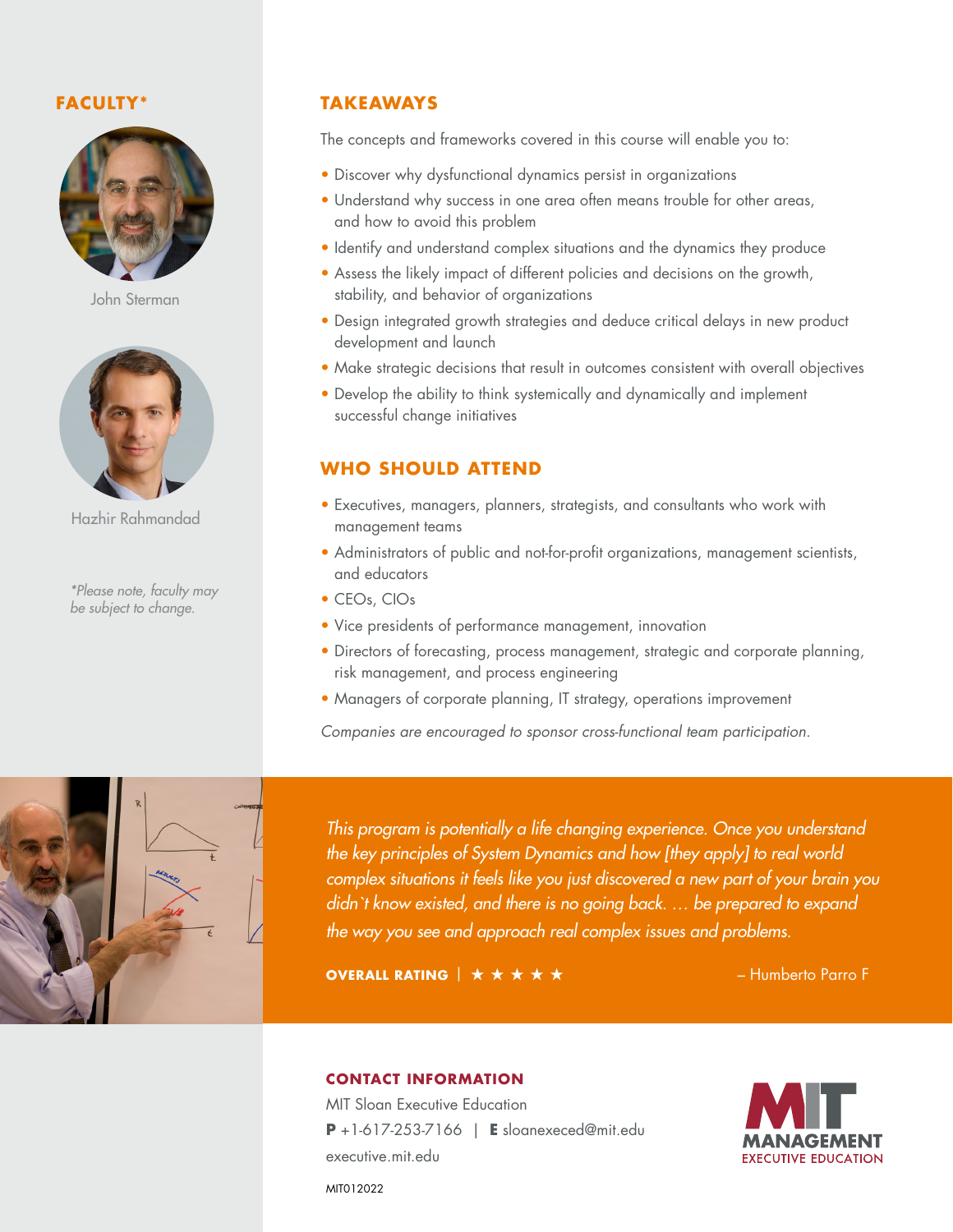## FACULTY*

John Sterman

Hazhir Rahmandad

*\*Please note, faculty may be subject to change.*

## TAKEAWAYS

The concepts and frameworks covered in this course will enable you to:

- Discover why dysfunctional dynamics persist in organizations
- Understand why success in one area often means trouble for other areas, and how to avoid this problem
- Identify and understand complex situations and the dynamics they produce
- Assess the likely impact of different policies and decisions on the growth, stability, and behavior of organizations
- Design integrated growth strategies and deduce critical delays in new product development and launch
- Make strategic decisions that result in outcomes consistent with overall objectives
- Develop the ability to think systemically and dynamically and implement successful change initiatives

## WHO SHOULD ATTEND

- Executives, managers, planners, strategists, and consultants who work with management teams
- Administrators of public and not-for-profit organizations, management scientists, and educators
- CEOs, CIOs
- Vice presidents of performance management, innovation
- Directors of forecasting, process management, strategic and corporate planning, risk management, and process engineering
- Managers of corporate planning, IT strategy, operations improvement

*Companies are encouraged to sponsor cross-functional team participation.*

*This program is potentially a life changing experience. Once you understand the key principles of System Dynamics and how [they apply] to real world complex situations it feels like you just discovered a new part of your brain you didn`t know existed, and there is no going back. … be prepared to expand the way you see and approach real complex issues and problems.*

**OVERALL RATING** | ★ ★ ★ ★ ★

– Humberto Parro F

### CONTACT INFORMATION

MIT Sloan Executive Education

**P** +1-617-253-7166 | **E** sloanexeced@mit.edu

executive.mit.edu

MIT MANAGEMENT EXECUTIVE EDUCATION

MIT012022